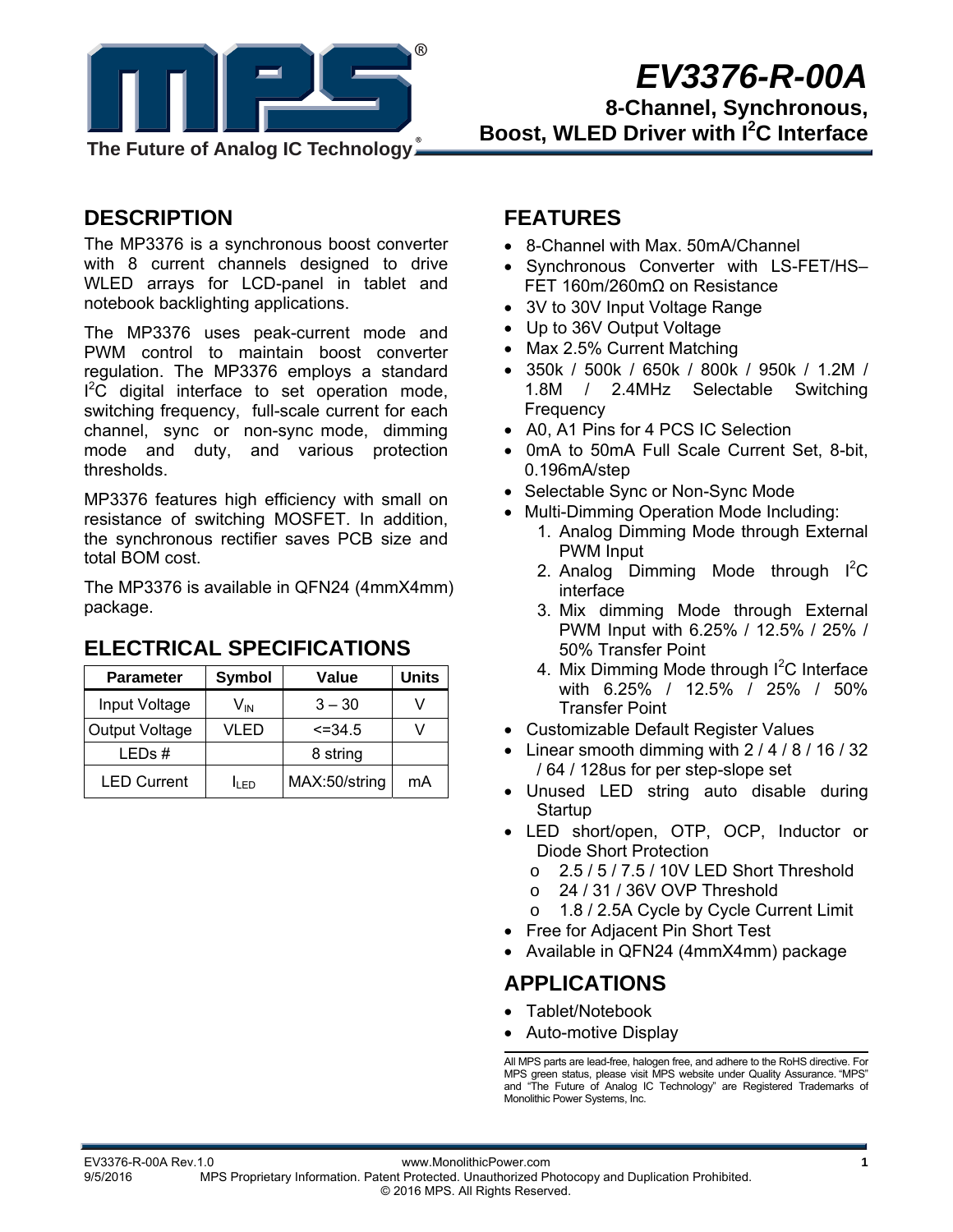# EV3376-R-00A

## 8-Channel, Synchronous, Boost, WLED Driver with I$^2$C Interface

The Future of Analog IC Technology®

## DESCRIPTION

The MP3376 is a synchronous boost converter with 8 current channels designed to drive WLED arrays for LCD-panel in tablet and notebook backlighting applications.

The MP3376 uses peak-current mode and PWM control to maintain boost converter regulation. The MP3376 employs a standard I$^2$C digital interface to set operation mode, switching frequency, full-scale current for each channel, sync or non-sync mode, dimming mode and duty, and various protection thresholds.

MP3376 features high efficiency with small on resistance of switching MOSFET. In addition, the synchronous rectifier saves PCB size and total BOM cost.

The MP3376 is available in QFN24 (4mmX4mm) package.

## ELECTRICAL SPECIFICATIONS

| Parameter | Symbol | Value | Units |
|---|---|---|---|
| Input Voltage | $V_{IN}$ | 3 – 30 | V |
| Output Voltage | VLED | <=34.5 | V |
| LEDs # | | 8 string | |
| LED Current | $I_{LED}$ | MAX:50/string | mA |

## FEATURES

- 8-Channel with Max. 50mA/Channel
- Synchronous Converter with LS-FET/HS–FET 160m/260mΩ on Resistance
- 3V to 30V Input Voltage Range
- Up to 36V Output Voltage
- Max 2.5% Current Matching
- 350k / 500k / 650k / 800k / 950k / 1.2M / 1.8M / 2.4MHz Selectable Switching Frequency
- A0, A1 Pins for 4 PCS IC Selection
- 0mA to 50mA Full Scale Current Set, 8-bit, 0.196mA/step
- Selectable Sync or Non-Sync Mode
- Multi-Dimming Operation Mode Including:
  1. Analog Dimming Mode through External PWM Input
  2. Analog Dimming Mode through I$^2$C interface
  3. Mix dimming Mode through External PWM Input with 6.25% / 12.5% / 25% / 50% Transfer Point
  4. Mix Dimming Mode through I$^2$C Interface with 6.25% / 12.5% / 25% / 50% Transfer Point
- Customizable Default Register Values
- Linear smooth dimming with 2 / 4 / 8 / 16 / 32 / 64 / 128us for per step-slope set
- Unused LED string auto disable during Startup
- LED short/open, OTP, OCP, Inductor or Diode Short Protection
  - 2.5 / 5 / 7.5 / 10V LED Short Threshold
  - 24 / 31 / 36V OVP Threshold
  - 1.8 / 2.5A Cycle by Cycle Current Limit
- Free for Adjacent Pin Short Test
- Available in QFN24 (4mmX4mm) package

## APPLICATIONS

- Tablet/Notebook
- Auto-motive Display

All MPS parts are lead-free, halogen free, and adhere to the RoHS directive. For MPS green status, please visit MPS website under Quality Assurance. "MPS" and "The Future of Analog IC Technology" are Registered Trademarks of Monolithic Power Systems, Inc.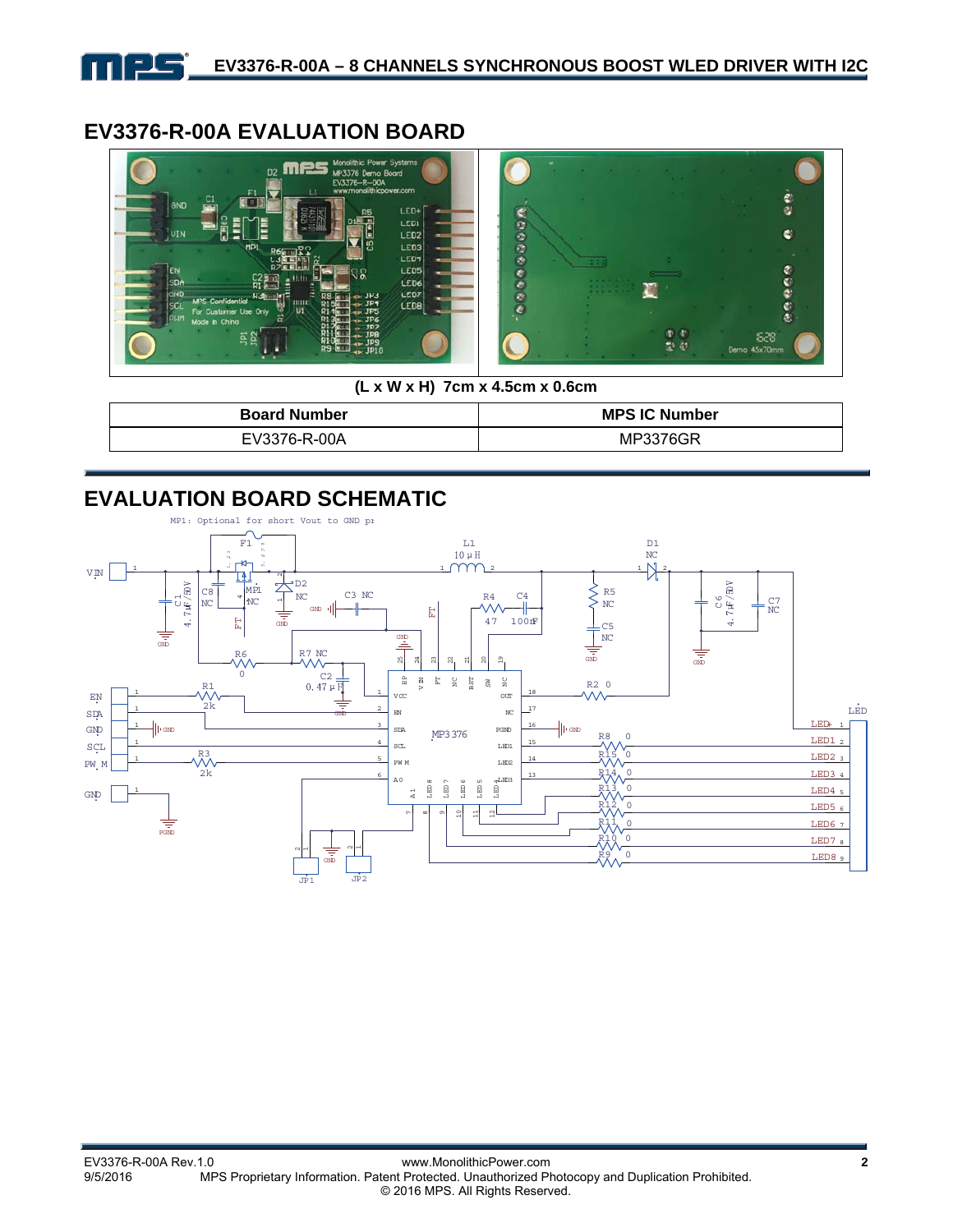# EV3376-R-00A EVALUATION BOARD

(L x W x H) 7cm x 4.5cm x 0.6cm

| Board Number | MPS IC Number |
| --- | --- |
| EV3376-R-00A | MP3376GR |

# EVALUATION BOARD SCHEMATIC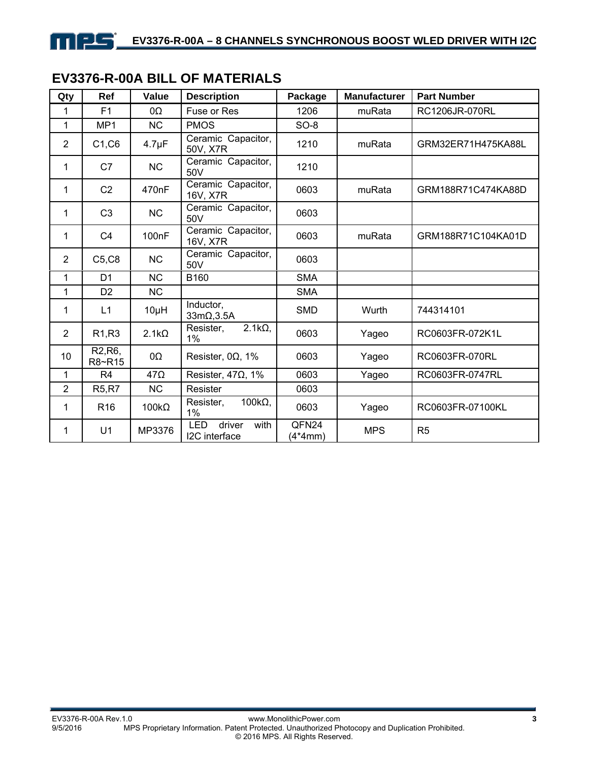## EV3376-R-00A BILL OF MATERIALS

| Qty | Ref | Value | Description | Package | Manufacturer | Part Number |
|---|---|---|---|---|---|---|
| 1 | F1 | 0Ω | Fuse or Res | 1206 | muRata | RC1206JR-070RL |
| 1 | MP1 | NC | PMOS | SO-8 | | |
| 2 | C1,C6 | 4.7μF | Ceramic Capacitor, 50V, X7R | 1210 | muRata | GRM32ER71H475KA88L |
| 1 | C7 | NC | Ceramic Capacitor, 50V | 1210 | | |
| 1 | C2 | 470nF | Ceramic Capacitor, 16V, X7R | 0603 | muRata | GRM188R71C474KA88D |
| 1 | C3 | NC | Ceramic Capacitor, 50V | 0603 | | |
| 1 | C4 | 100nF | Ceramic Capacitor, 16V, X7R | 0603 | muRata | GRM188R71C104KA01D |
| 2 | C5,C8 | NC | Ceramic Capacitor, 50V | 0603 | | |
| 1 | D1 | NC | B160 | SMA | | |
| 1 | D2 | NC | | SMA | | |
| 1 | L1 | 10μH | Inductor, 33mΩ,3.5A | SMD | Wurth | 744314101 |
| 2 | R1,R3 | 2.1kΩ | Resister, 2.1kΩ, 1% | 0603 | Yageo | RC0603FR-072K1L |
| 10 | R2,R6, R8~R15 | 0Ω | Resister, 0Ω, 1% | 0603 | Yageo | RC0603FR-070RL |
| 1 | R4 | 47Ω | Resister, 47Ω, 1% | 0603 | Yageo | RC0603FR-0747RL |
| 2 | R5,R7 | NC | Resister | 0603 | | |
| 1 | R16 | 100kΩ | Resister, 100kΩ, 1% | 0603 | Yageo | RC0603FR-07100KL |
| 1 | U1 | MP3376 | LED driver with I2C interface | QFN24 (4*4mm) | MPS | R5 |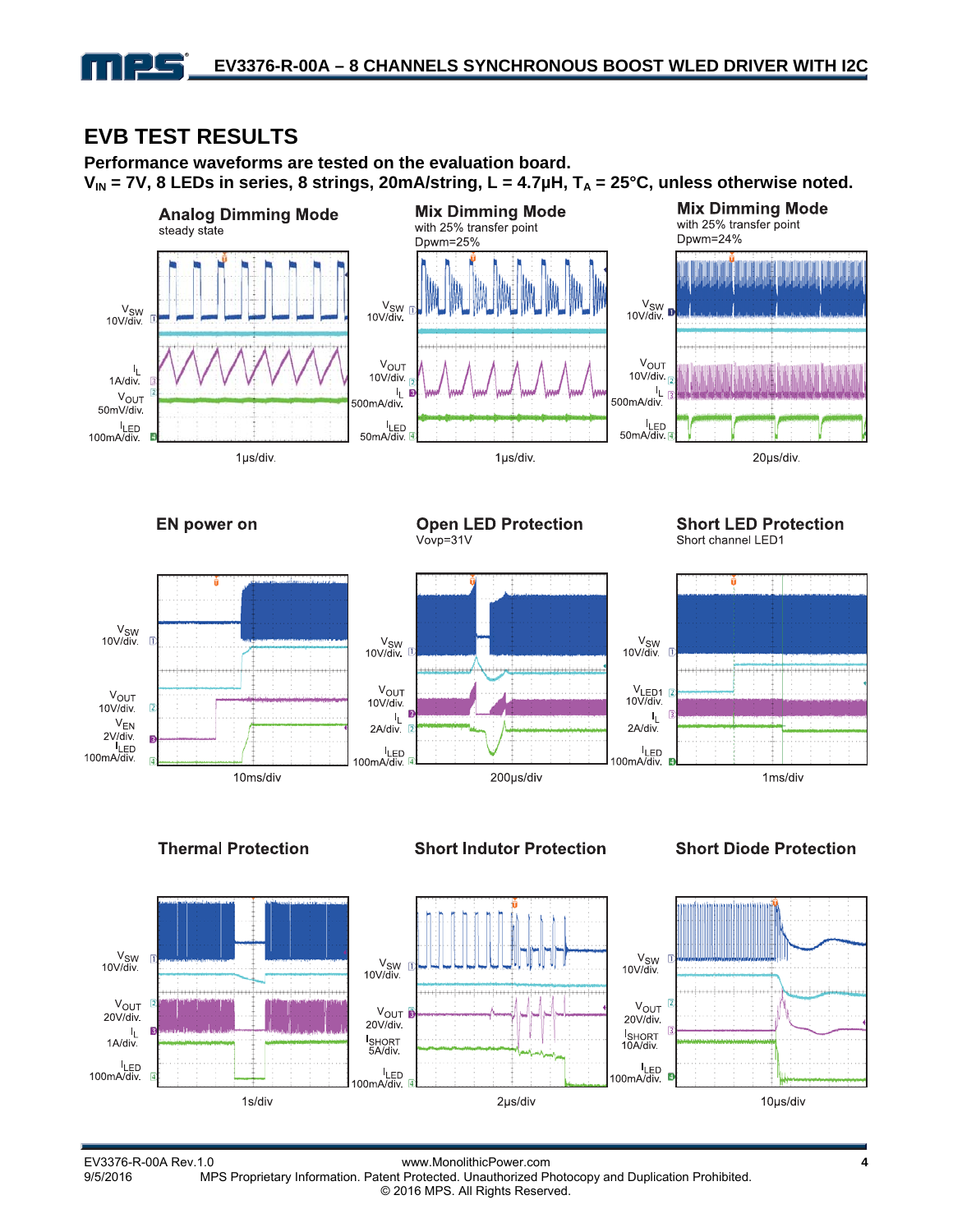## EVB TEST RESULTS

**Performance waveforms are tested on the evaluation board.**
**$V_{IN}$ = 7V, 8 LEDs in series, 8 strings, 20mA/string, L = 4.7µH, $T_A$ = 25°C, unless otherwise noted.**

**Analog Dimming Mode**
steady state

$V_{SW}$ 10V/div.
$I_L$ 1A/div.
$V_{OUT}$ 50mV/div.
$I_{LED}$ 100mA/div.

1µs/div.

**Mix Dimming Mode**
with 25% transfer point
Dpwm=25%

$V_{SW}$ 10V/div.
$V_{OUT}$ 10V/div.
$I_L$ 500mA/div.
$I_{LED}$ 50mA/div.

1µs/div.

**Mix Dimming Mode**
with 25% transfer point
Dpwm=24%

$V_{SW}$ 10V/div.
$V_{OUT}$ 10V/div.
$I_L$ 500mA/div.
$I_{LED}$ 50mA/div.

20µs/div.

**EN power on**

$V_{SW}$ 10V/div.
$V_{OUT}$ 10V/div.
$V_{EN}$ 2V/div.
$I_{LED}$ 100mA/div.

10ms/div

**Open LED Protection**
Vovp=31V

$V_{SW}$ 10V/div.
$V_{OUT}$ 10V/div.
$I_L$ 2A/div.
$I_{LED}$ 100mA/div.

200µs/div

**Short LED Protection**
Short channel LED1

$V_{SW}$ 10V/div.
$V_{LED1}$ 10V/div.
$I_L$ 2A/div.
$I_{LED}$ 100mA/div.

1ms/div

**Thermal Protection**

$V_{SW}$ 10V/div.
$V_{OUT}$ 20V/div.
$I_L$ 1A/div.
$I_{LED}$ 100mA/div.

1s/div

**Short Indutor Protection**

$V_{SW}$ 10V/div.
$V_{OUT}$ 20V/div.
$I_{SHORT}$ 5A/div.
$I_{LED}$ 100mA/div.

2µs/div

**Short Diode Protection**

$V_{SW}$ 10V/div.
$V_{OUT}$ 20V/div.
$I_{SHORT}$ 10A/div.
$I_{LED}$ 100mA/div.

10µs/div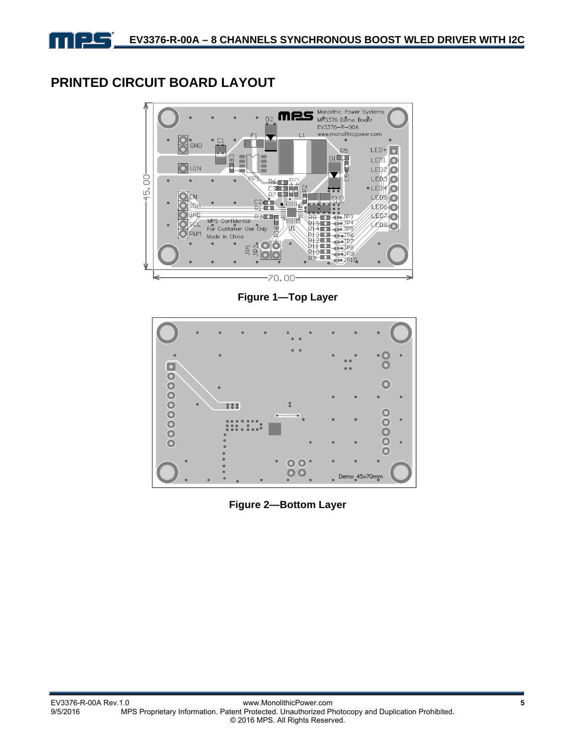## PRINTED CIRCUIT BOARD LAYOUT

**Figure 1—Top Layer**

**Figure 2—Bottom Layer**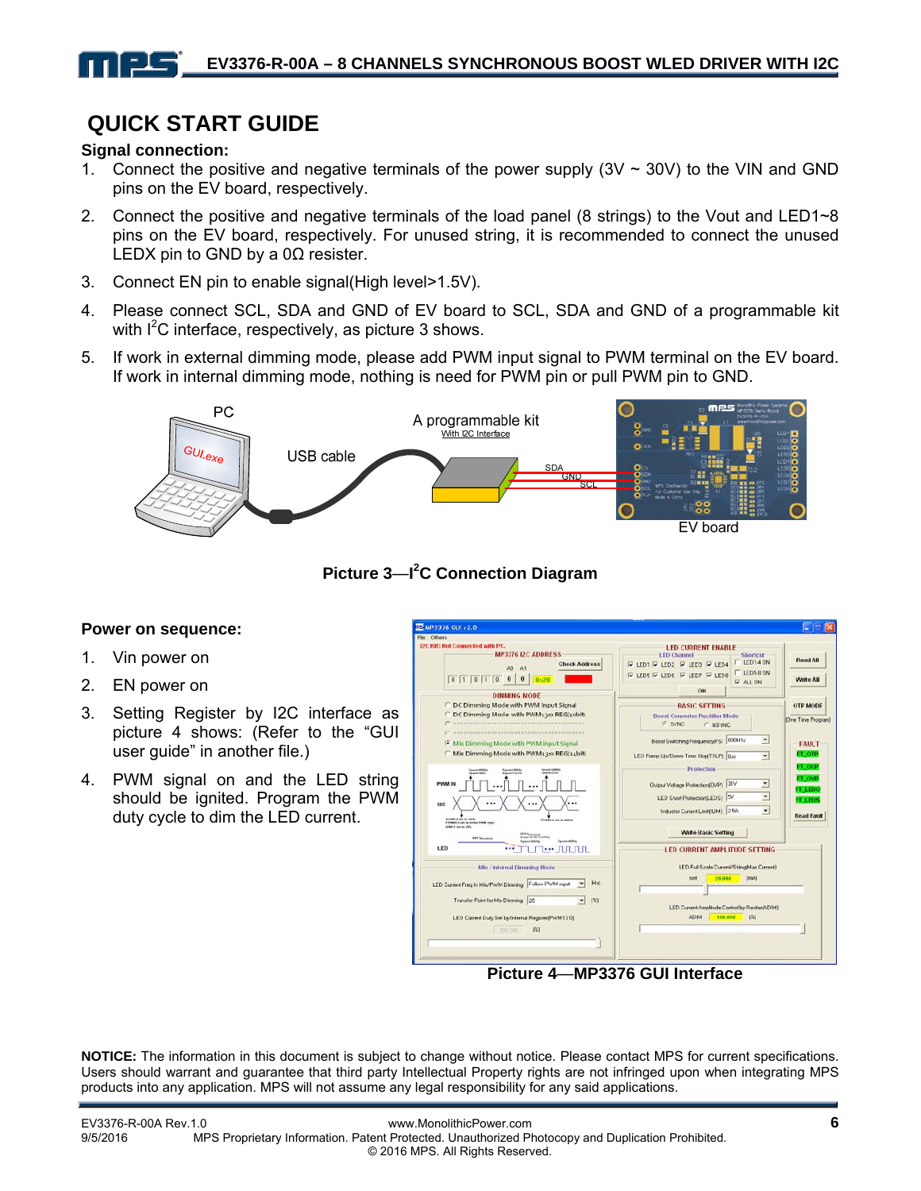# QUICK START GUIDE

**Signal connection:**

1. Connect the positive and negative terminals of the power supply (3V ~ 30V) to the VIN and GND pins on the EV board, respectively.
2. Connect the positive and negative terminals of the load panel (8 strings) to the Vout and LED1~8 pins on the EV board, respectively. For unused string, it is recommended to connect the unused LEDX pin to GND by a 0Ω resister.
3. Connect EN pin to enable signal(High level>1.5V).
4. Please connect SCL, SDA and GND of EV board to SCL, SDA and GND of a programmable kit with I²C interface, respectively, as picture 3 shows.
5. If work in external dimming mode, please add PWM input signal to PWM terminal on the EV board. If work in internal dimming mode, nothing is need for PWM pin or pull PWM pin to GND.

PC

GUI.exe

USB cable

A programmable kit
With I2C Interface

SDA
GND
SCL

EV board

**Picture 3—I²C Connection Diagram**

**Power on sequence:**

1. Vin power on
2. EN power on
3. Setting Register by I2C interface as picture 4 shows: (Refer to the "GUI user guide" in another file.)
4. PWM signal on and the LED string should be ignited. Program the PWM duty cycle to dim the LED current.

**Picture 4—MP3376 GUI Interface**

**NOTICE:** The information in this document is subject to change without notice. Please contact MPS for current specifications. Users should warrant and guarantee that third party Intellectual Property rights are not infringed upon when integrating MPS products into any application. MPS will not assume any legal responsibility for any said applications.